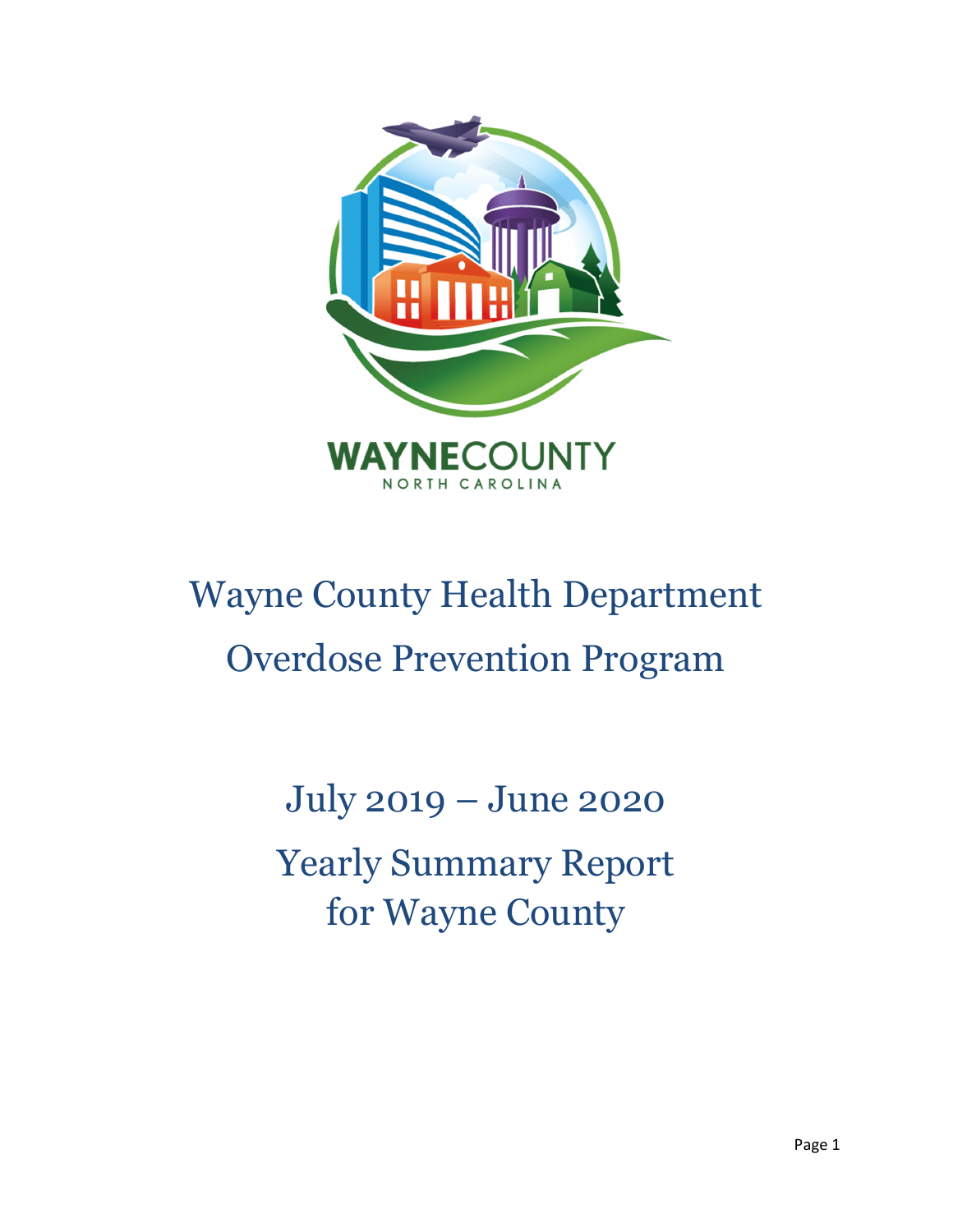WAYNECOUNTY
NORTH CAROLINA

# Wayne County Health Department
# Overdose Prevention Program

## July 2019 – June 2020
## Yearly Summary Report for Wayne County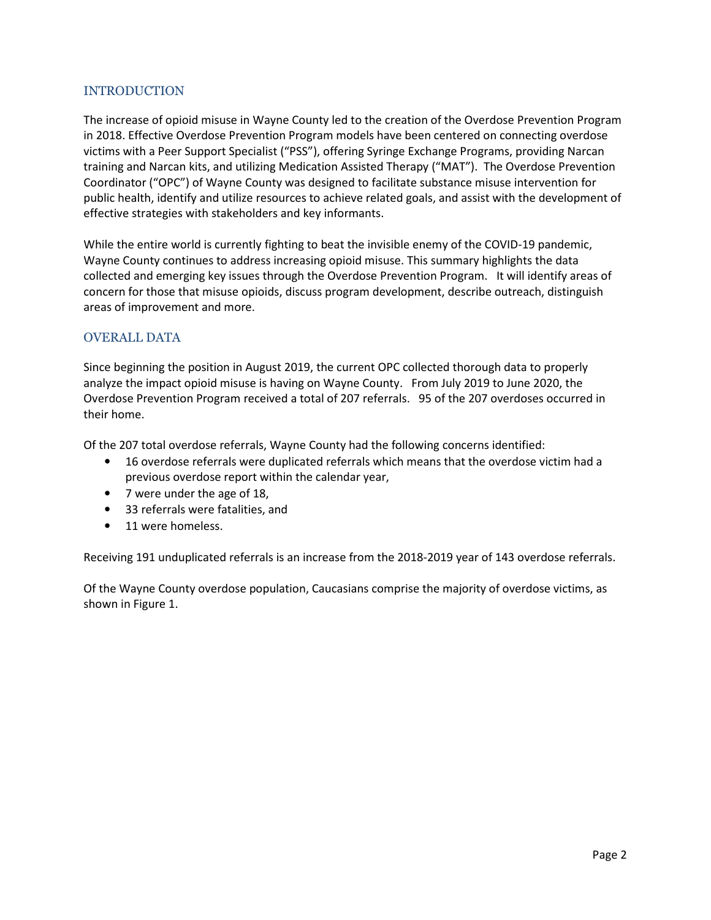## INTRODUCTION

The increase of opioid misuse in Wayne County led to the creation of the Overdose Prevention Program in 2018. Effective Overdose Prevention Program models have been centered on connecting overdose victims with a Peer Support Specialist ("PSS"), offering Syringe Exchange Programs, providing Narcan training and Narcan kits, and utilizing Medication Assisted Therapy ("MAT"). The Overdose Prevention Coordinator ("OPC") of Wayne County was designed to facilitate substance misuse intervention for public health, identify and utilize resources to achieve related goals, and assist with the development of effective strategies with stakeholders and key informants.

While the entire world is currently fighting to beat the invisible enemy of the COVID-19 pandemic, Wayne County continues to address increasing opioid misuse. This summary highlights the data collected and emerging key issues through the Overdose Prevention Program. It will identify areas of concern for those that misuse opioids, discuss program development, describe outreach, distinguish areas of improvement and more.

## OVERALL DATA

Since beginning the position in August 2019, the current OPC collected thorough data to properly analyze the impact opioid misuse is having on Wayne County. From July 2019 to June 2020, the Overdose Prevention Program received a total of 207 referrals. 95 of the 207 overdoses occurred in their home.

Of the 207 total overdose referrals, Wayne County had the following concerns identified:

- 16 overdose referrals were duplicated referrals which means that the overdose victim had a previous overdose report within the calendar year,
- 7 were under the age of 18,
- 33 referrals were fatalities, and
- 11 were homeless.

Receiving 191 unduplicated referrals is an increase from the 2018-2019 year of 143 overdose referrals.

Of the Wayne County overdose population, Caucasians comprise the majority of overdose victims, as shown in Figure 1.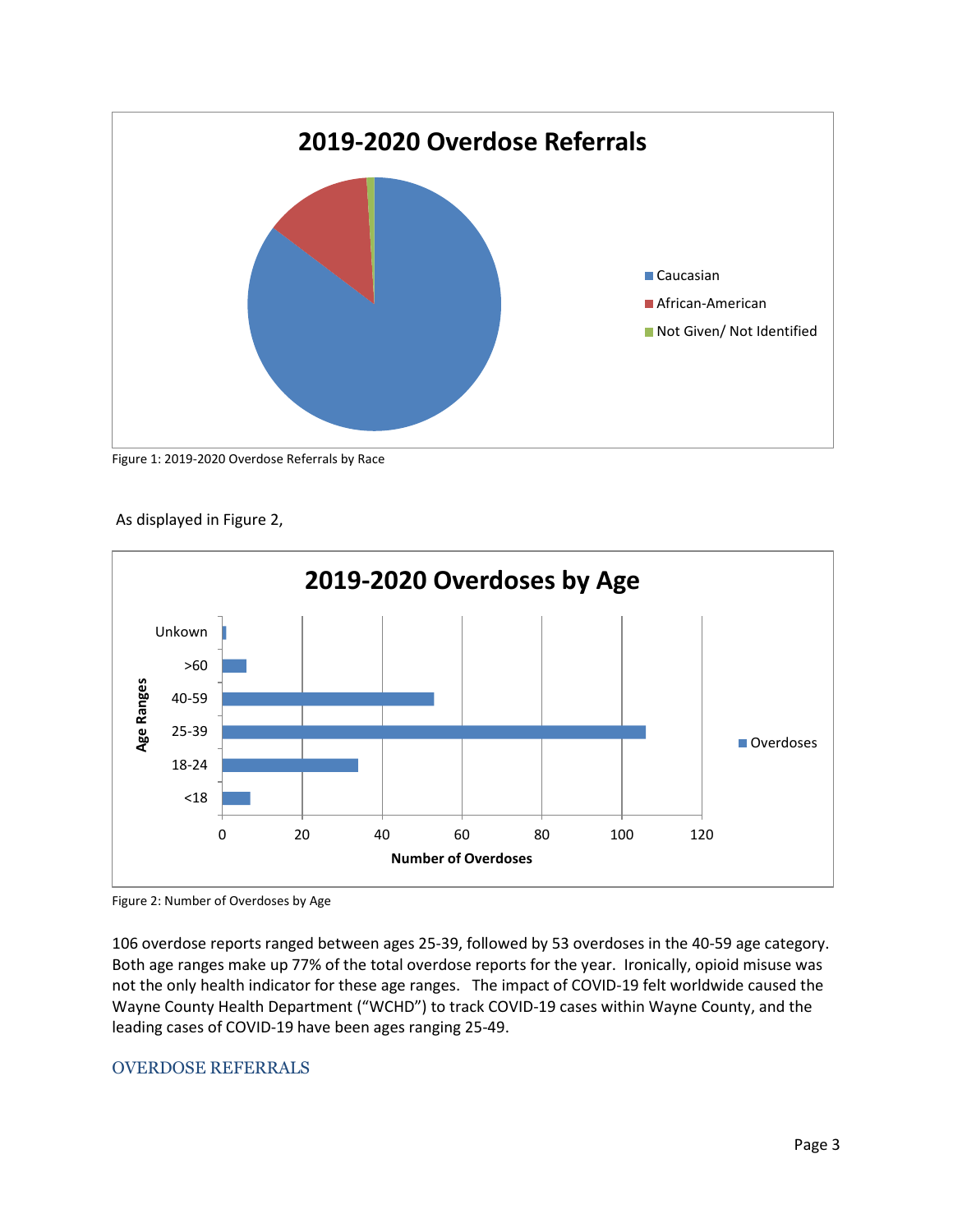Figure 1: 2019-2020 Overdose Referrals by Race

As displayed in Figure 2,

Figure 2: Number of Overdoses by Age

106 overdose reports ranged between ages 25-39, followed by 53 overdoses in the 40-59 age category. Both age ranges make up 77% of the total overdose reports for the year. Ironically, opioid misuse was not the only health indicator for these age ranges. The impact of COVID-19 felt worldwide caused the Wayne County Health Department ("WCHD") to track COVID-19 cases within Wayne County, and the leading cases of COVID-19 have been ages ranging 25-49.

## OVERDOSE REFERRALS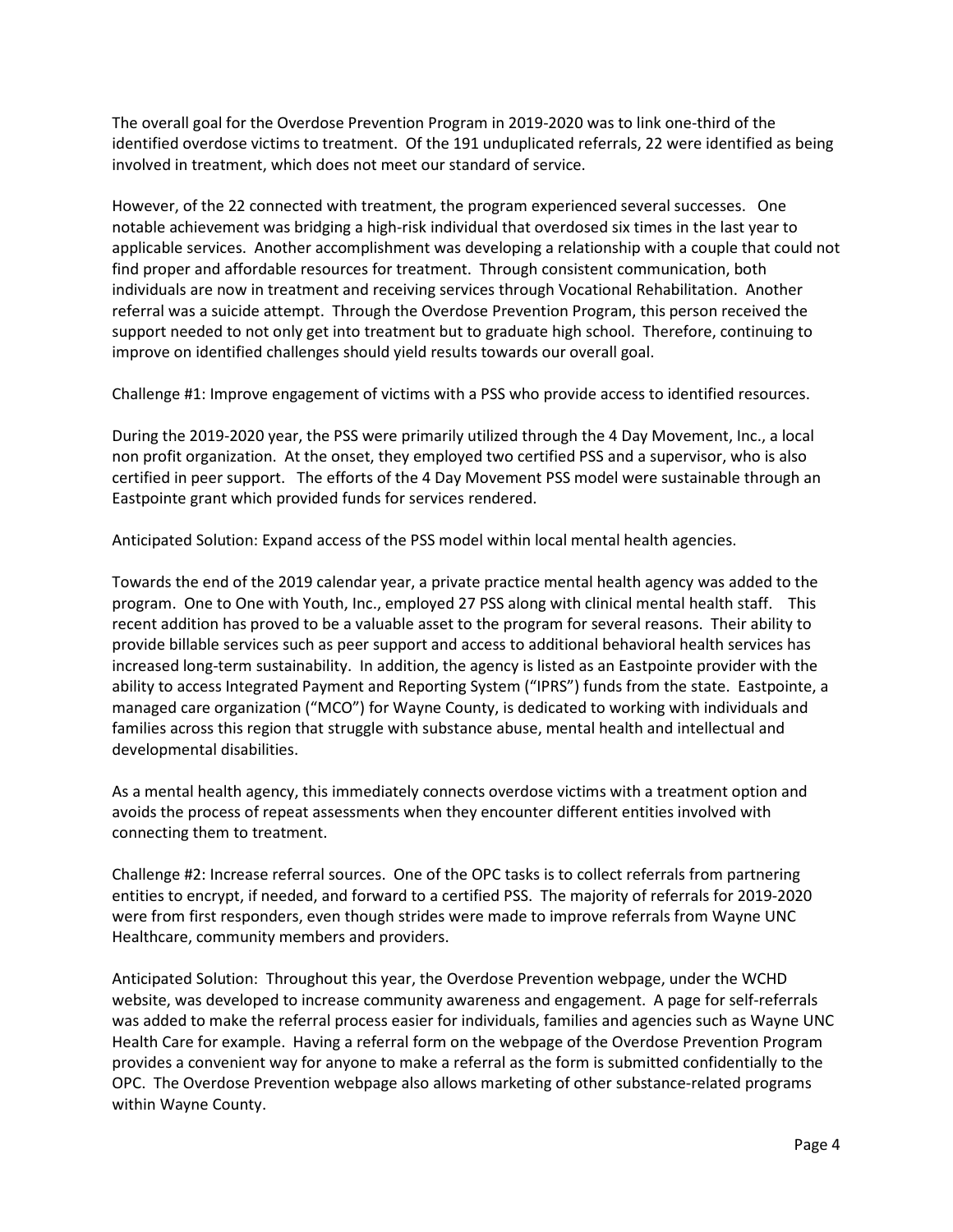The overall goal for the Overdose Prevention Program in 2019-2020 was to link one-third of the identified overdose victims to treatment. Of the 191 unduplicated referrals, 22 were identified as being involved in treatment, which does not meet our standard of service.

However, of the 22 connected with treatment, the program experienced several successes. One notable achievement was bridging a high-risk individual that overdosed six times in the last year to applicable services. Another accomplishment was developing a relationship with a couple that could not find proper and affordable resources for treatment. Through consistent communication, both individuals are now in treatment and receiving services through Vocational Rehabilitation. Another referral was a suicide attempt. Through the Overdose Prevention Program, this person received the support needed to not only get into treatment but to graduate high school. Therefore, continuing to improve on identified challenges should yield results towards our overall goal.

Challenge #1: Improve engagement of victims with a PSS who provide access to identified resources.

During the 2019-2020 year, the PSS were primarily utilized through the 4 Day Movement, Inc., a local non profit organization. At the onset, they employed two certified PSS and a supervisor, who is also certified in peer support. The efforts of the 4 Day Movement PSS model were sustainable through an Eastpointe grant which provided funds for services rendered.

Anticipated Solution: Expand access of the PSS model within local mental health agencies.

Towards the end of the 2019 calendar year, a private practice mental health agency was added to the program. One to One with Youth, Inc., employed 27 PSS along with clinical mental health staff. This recent addition has proved to be a valuable asset to the program for several reasons. Their ability to provide billable services such as peer support and access to additional behavioral health services has increased long-term sustainability. In addition, the agency is listed as an Eastpointe provider with the ability to access Integrated Payment and Reporting System ("IPRS") funds from the state. Eastpointe, a managed care organization ("MCO") for Wayne County, is dedicated to working with individuals and families across this region that struggle with substance abuse, mental health and intellectual and developmental disabilities.

As a mental health agency, this immediately connects overdose victims with a treatment option and avoids the process of repeat assessments when they encounter different entities involved with connecting them to treatment.

Challenge #2: Increase referral sources. One of the OPC tasks is to collect referrals from partnering entities to encrypt, if needed, and forward to a certified PSS. The majority of referrals for 2019-2020 were from first responders, even though strides were made to improve referrals from Wayne UNC Healthcare, community members and providers.

Anticipated Solution: Throughout this year, the Overdose Prevention webpage, under the WCHD website, was developed to increase community awareness and engagement. A page for self-referrals was added to make the referral process easier for individuals, families and agencies such as Wayne UNC Health Care for example. Having a referral form on the webpage of the Overdose Prevention Program provides a convenient way for anyone to make a referral as the form is submitted confidentially to the OPC. The Overdose Prevention webpage also allows marketing of other substance-related programs within Wayne County.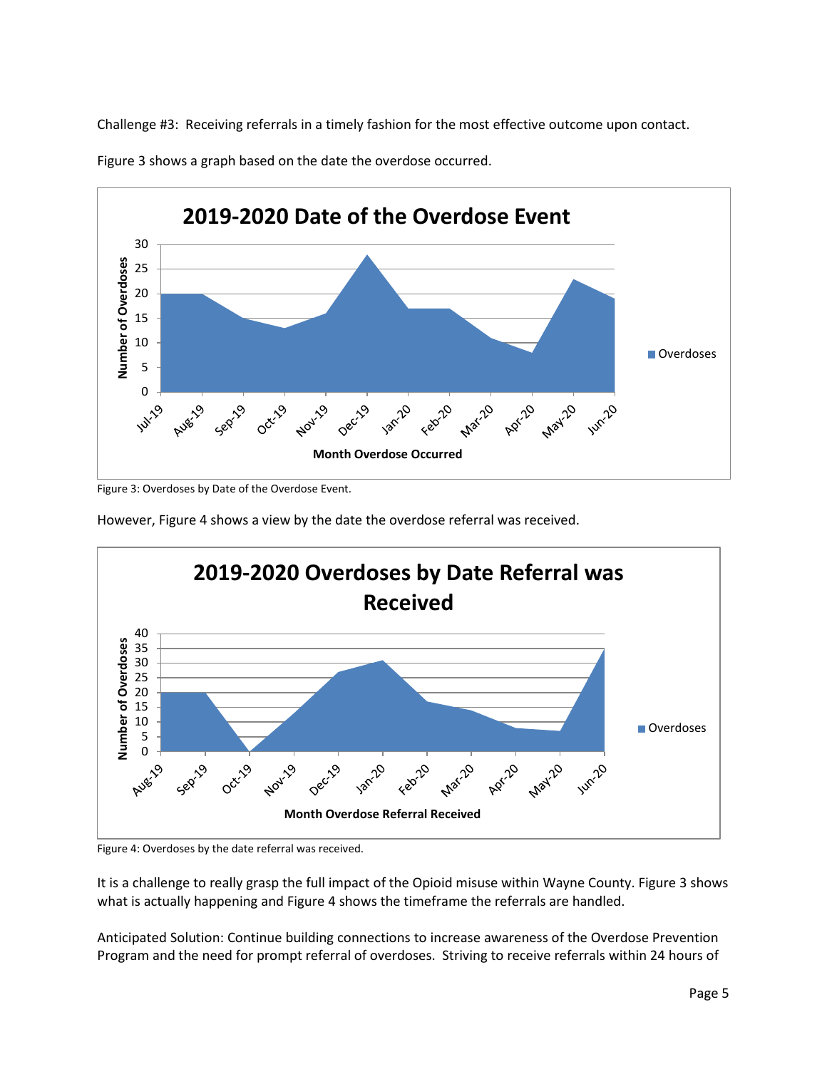Challenge #3: Receiving referrals in a timely fashion for the most effective outcome upon contact.

Figure 3 shows a graph based on the date the overdose occurred.

Figure 3: Overdoses by Date of the Overdose Event.

However, Figure 4 shows a view by the date the overdose referral was received.

Figure 4: Overdoses by the date referral was received.

It is a challenge to really grasp the full impact of the Opioid misuse within Wayne County. Figure 3 shows what is actually happening and Figure 4 shows the timeframe the referrals are handled.

Anticipated Solution: Continue building connections to increase awareness of the Overdose Prevention Program and the need for prompt referral of overdoses. Striving to receive referrals within 24 hours of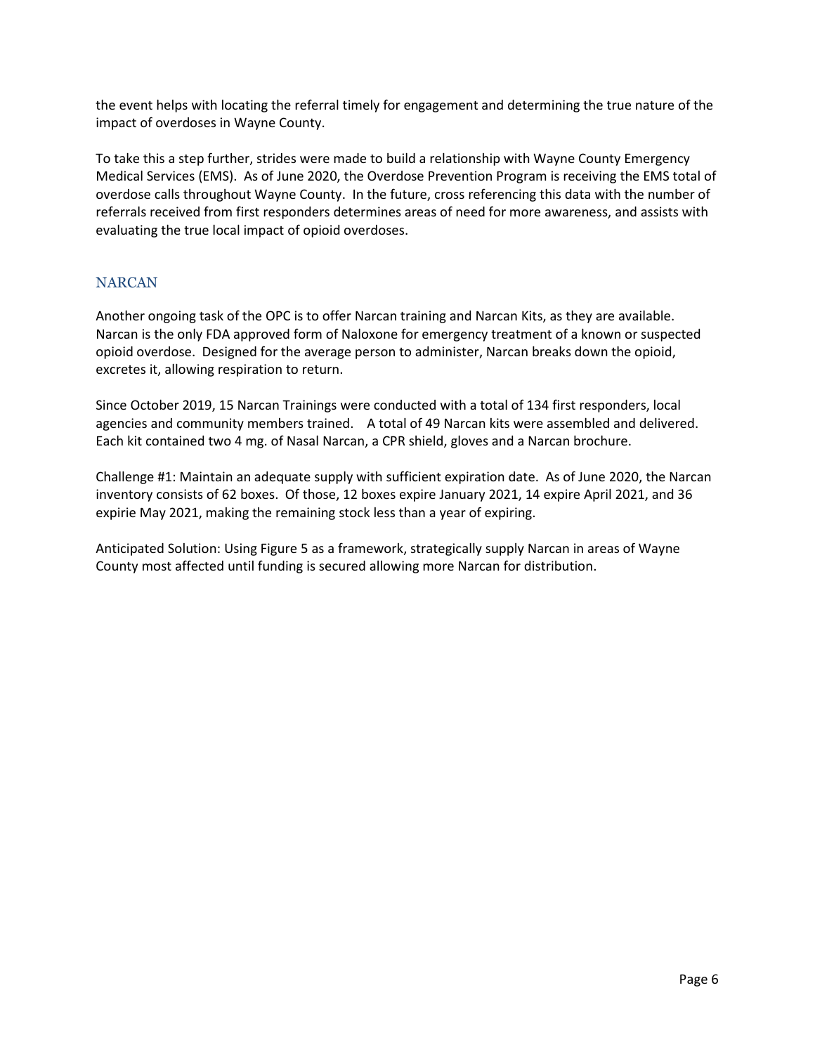the event helps with locating the referral timely for engagement and determining the true nature of the impact of overdoses in Wayne County.

To take this a step further, strides were made to build a relationship with Wayne County Emergency Medical Services (EMS). As of June 2020, the Overdose Prevention Program is receiving the EMS total of overdose calls throughout Wayne County. In the future, cross referencing this data with the number of referrals received from first responders determines areas of need for more awareness, and assists with evaluating the true local impact of opioid overdoses.

## NARCAN

Another ongoing task of the OPC is to offer Narcan training and Narcan Kits, as they are available. Narcan is the only FDA approved form of Naloxone for emergency treatment of a known or suspected opioid overdose. Designed for the average person to administer, Narcan breaks down the opioid, excretes it, allowing respiration to return.

Since October 2019, 15 Narcan Trainings were conducted with a total of 134 first responders, local agencies and community members trained. A total of 49 Narcan kits were assembled and delivered. Each kit contained two 4 mg. of Nasal Narcan, a CPR shield, gloves and a Narcan brochure.

Challenge #1: Maintain an adequate supply with sufficient expiration date. As of June 2020, the Narcan inventory consists of 62 boxes. Of those, 12 boxes expire January 2021, 14 expire April 2021, and 36 expirie May 2021, making the remaining stock less than a year of expiring.

Anticipated Solution: Using Figure 5 as a framework, strategically supply Narcan in areas of Wayne County most affected until funding is secured allowing more Narcan for distribution.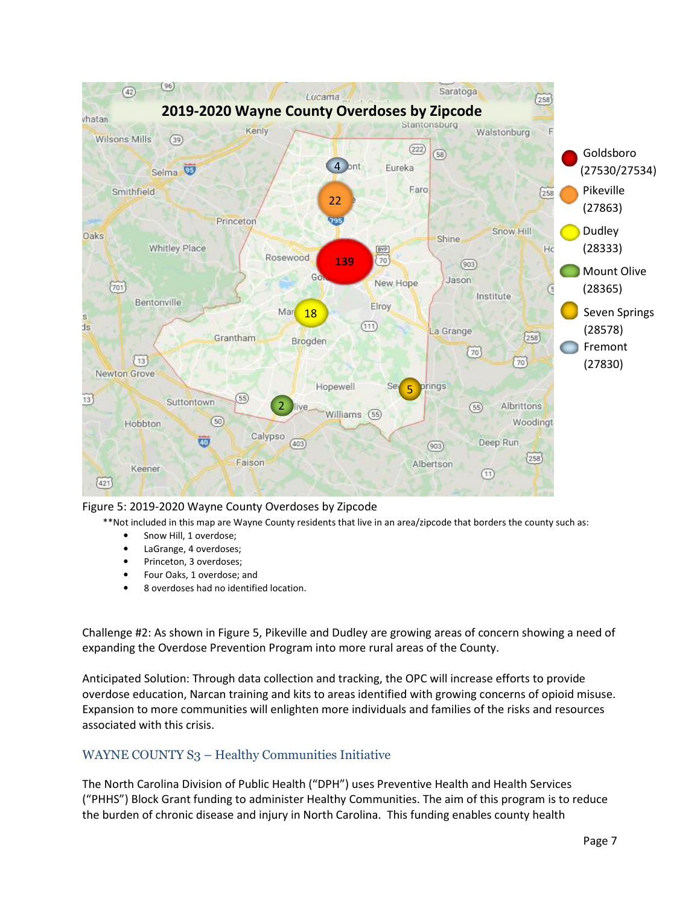Figure 5: 2019-2020 Wayne County Overdoses by Zipcode

**Not included in this map are Wayne County residents that live in an area/zipcode that borders the county such as:

- Snow Hill, 1 overdose;
- LaGrange, 4 overdoses;
- Princeton, 3 overdoses;
- Four Oaks, 1 overdose; and
- 8 overdoses had no identified location.

Challenge #2: As shown in Figure 5, Pikeville and Dudley are growing areas of concern showing a need of expanding the Overdose Prevention Program into more rural areas of the County.

Anticipated Solution: Through data collection and tracking, the OPC will increase efforts to provide overdose education, Narcan training and kits to areas identified with growing concerns of opioid misuse. Expansion to more communities will enlighten more individuals and families of the risks and resources associated with this crisis.

## WAYNE COUNTY S3 – Healthy Communities Initiative

The North Carolina Division of Public Health ("DPH") uses Preventive Health and Health Services ("PHHS") Block Grant funding to administer Healthy Communities. The aim of this program is to reduce the burden of chronic disease and injury in North Carolina. This funding enables county health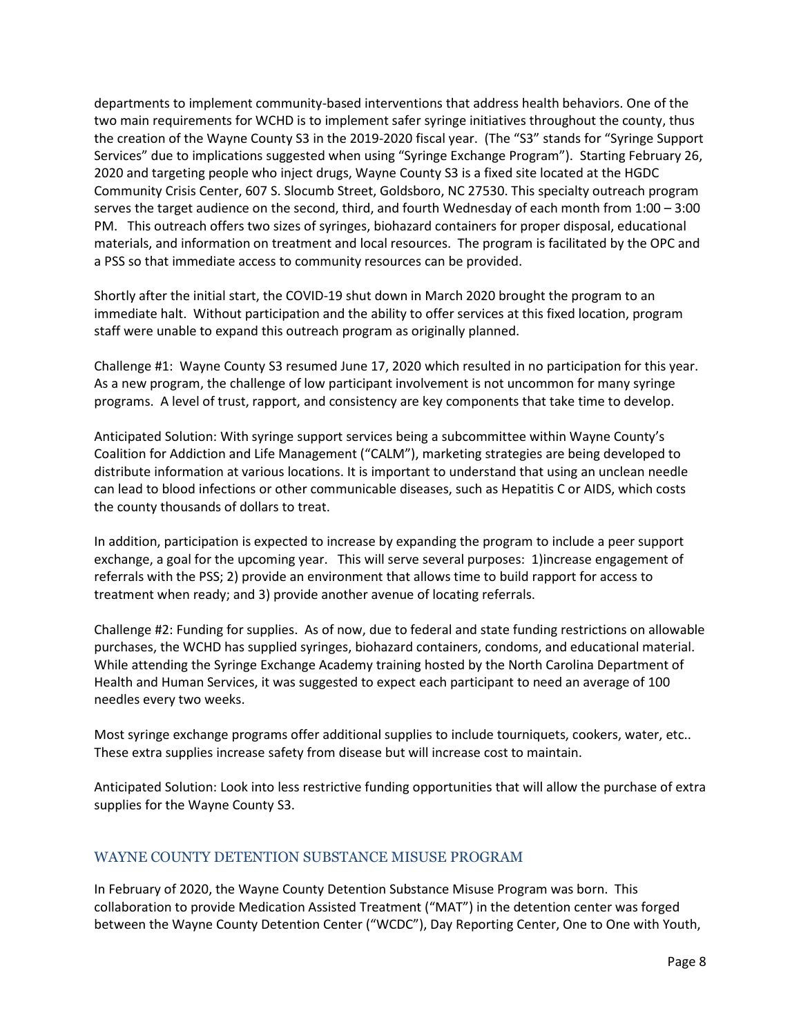departments to implement community-based interventions that address health behaviors. One of the two main requirements for WCHD is to implement safer syringe initiatives throughout the county, thus the creation of the Wayne County S3 in the 2019-2020 fiscal year. (The "S3" stands for "Syringe Support Services" due to implications suggested when using "Syringe Exchange Program"). Starting February 26, 2020 and targeting people who inject drugs, Wayne County S3 is a fixed site located at the HGDC Community Crisis Center, 607 S. Slocumb Street, Goldsboro, NC 27530. This specialty outreach program serves the target audience on the second, third, and fourth Wednesday of each month from 1:00 – 3:00 PM. This outreach offers two sizes of syringes, biohazard containers for proper disposal, educational materials, and information on treatment and local resources. The program is facilitated by the OPC and a PSS so that immediate access to community resources can be provided.

Shortly after the initial start, the COVID-19 shut down in March 2020 brought the program to an immediate halt. Without participation and the ability to offer services at this fixed location, program staff were unable to expand this outreach program as originally planned.

Challenge #1: Wayne County S3 resumed June 17, 2020 which resulted in no participation for this year. As a new program, the challenge of low participant involvement is not uncommon for many syringe programs. A level of trust, rapport, and consistency are key components that take time to develop.

Anticipated Solution: With syringe support services being a subcommittee within Wayne County's Coalition for Addiction and Life Management ("CALM"), marketing strategies are being developed to distribute information at various locations. It is important to understand that using an unclean needle can lead to blood infections or other communicable diseases, such as Hepatitis C or AIDS, which costs the county thousands of dollars to treat.

In addition, participation is expected to increase by expanding the program to include a peer support exchange, a goal for the upcoming year. This will serve several purposes: 1)increase engagement of referrals with the PSS; 2) provide an environment that allows time to build rapport for access to treatment when ready; and 3) provide another avenue of locating referrals.

Challenge #2: Funding for supplies. As of now, due to federal and state funding restrictions on allowable purchases, the WCHD has supplied syringes, biohazard containers, condoms, and educational material. While attending the Syringe Exchange Academy training hosted by the North Carolina Department of Health and Human Services, it was suggested to expect each participant to need an average of 100 needles every two weeks.

Most syringe exchange programs offer additional supplies to include tourniquets, cookers, water, etc.. These extra supplies increase safety from disease but will increase cost to maintain.

Anticipated Solution: Look into less restrictive funding opportunities that will allow the purchase of extra supplies for the Wayne County S3.

## WAYNE COUNTY DETENTION SUBSTANCE MISUSE PROGRAM

In February of 2020, the Wayne County Detention Substance Misuse Program was born. This collaboration to provide Medication Assisted Treatment ("MAT") in the detention center was forged between the Wayne County Detention Center ("WCDC"), Day Reporting Center, One to One with Youth,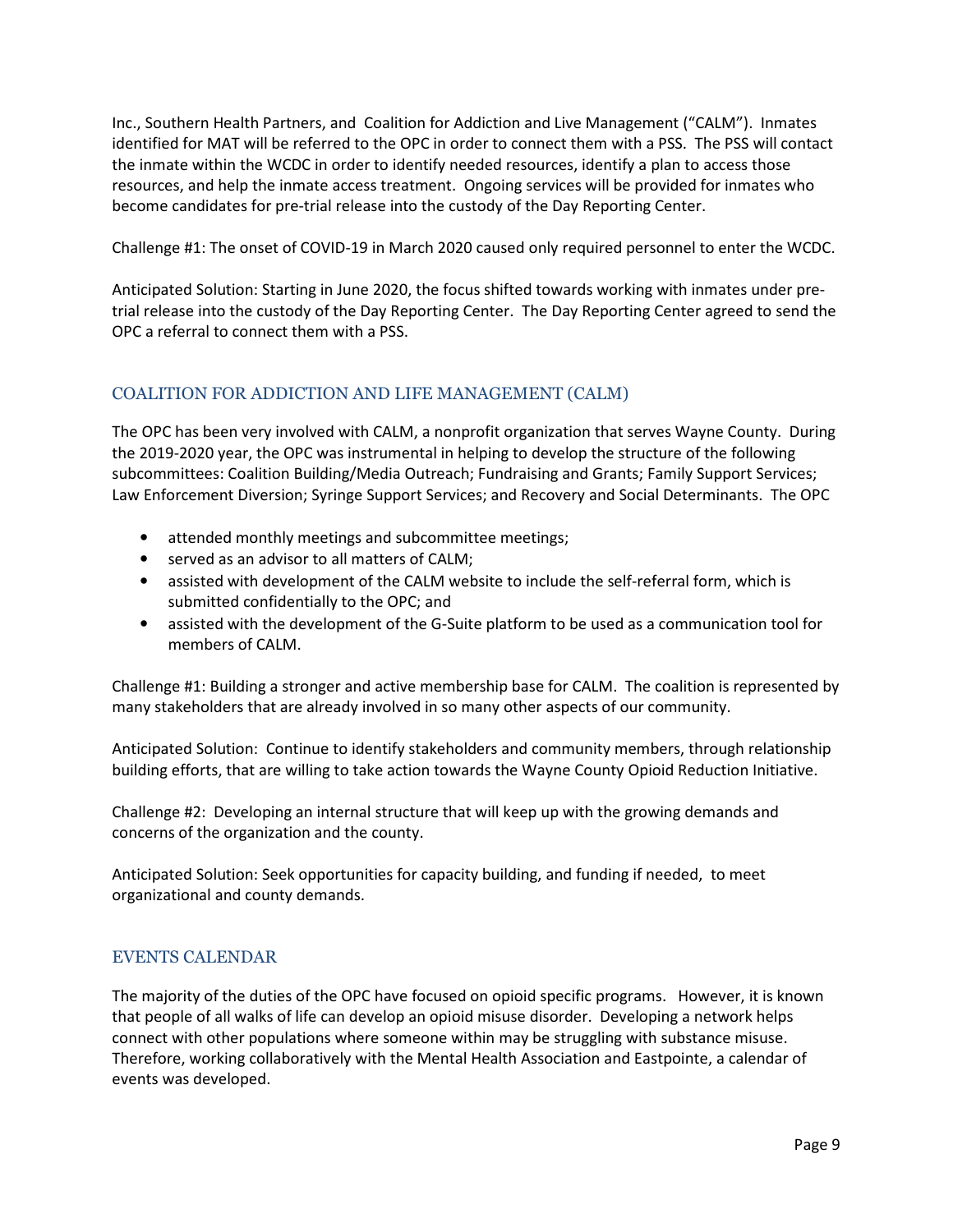Inc., Southern Health Partners, and  Coalition for Addiction and Live Management ("CALM").  Inmates identified for MAT will be referred to the OPC in order to connect them with a PSS.  The PSS will contact the inmate within the WCDC in order to identify needed resources, identify a plan to access those resources, and help the inmate access treatment.  Ongoing services will be provided for inmates who become candidates for pre-trial release into the custody of the Day Reporting Center.

Challenge #1: The onset of COVID-19 in March 2020 caused only required personnel to enter the WCDC.

Anticipated Solution: Starting in June 2020, the focus shifted towards working with inmates under pre-trial release into the custody of the Day Reporting Center.  The Day Reporting Center agreed to send the OPC a referral to connect them with a PSS.

## COALITION FOR ADDICTION AND LIFE MANAGEMENT (CALM)

The OPC has been very involved with CALM, a nonprofit organization that serves Wayne County.  During the 2019-2020 year, the OPC was instrumental in helping to develop the structure of the following subcommittees: Coalition Building/Media Outreach; Fundraising and Grants; Family Support Services; Law Enforcement Diversion; Syringe Support Services; and Recovery and Social Determinants.  The OPC

- attended monthly meetings and subcommittee meetings;
- served as an advisor to all matters of CALM;
- assisted with development of the CALM website to include the self-referral form, which is submitted confidentially to the OPC; and
- assisted with the development of the G-Suite platform to be used as a communication tool for members of CALM.

Challenge #1: Building a stronger and active membership base for CALM.  The coalition is represented by many stakeholders that are already involved in so many other aspects of our community.

Anticipated Solution:  Continue to identify stakeholders and community members, through relationship building efforts, that are willing to take action towards the Wayne County Opioid Reduction Initiative.

Challenge #2:  Developing an internal structure that will keep up with the growing demands and concerns of the organization and the county.

Anticipated Solution: Seek opportunities for capacity building, and funding if needed,  to meet organizational and county demands.

## EVENTS CALENDAR

The majority of the duties of the OPC have focused on opioid specific programs.   However, it is known that people of all walks of life can develop an opioid misuse disorder.  Developing a network helps connect with other populations where someone within may be struggling with substance misuse.  Therefore, working collaboratively with the Mental Health Association and Eastpointe, a calendar of events was developed.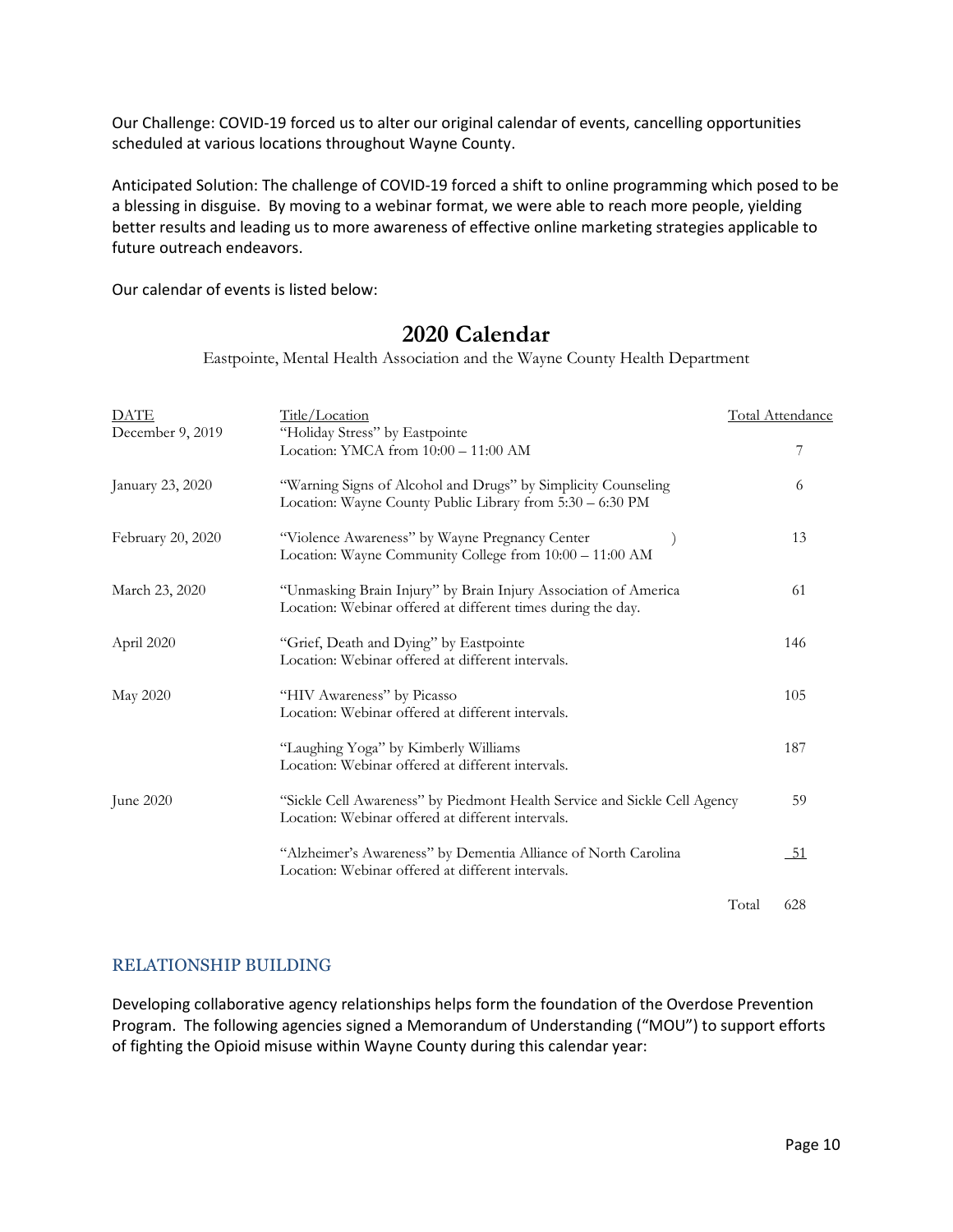Our Challenge: COVID-19 forced us to alter our original calendar of events, cancelling opportunities scheduled at various locations throughout Wayne County.

Anticipated Solution: The challenge of COVID-19 forced a shift to online programming which posed to be a blessing in disguise. By moving to a webinar format, we were able to reach more people, yielding better results and leading us to more awareness of effective online marketing strategies applicable to future outreach endeavors.

Our calendar of events is listed below:

## 2020 Calendar

Eastpointe, Mental Health Association and the Wayne County Health Department

| DATE | Title/Location | Total Attendance |
|---|---|---|
| December 9, 2019 | "Holiday Stress" by Eastpointe<br>Location: YMCA from 10:00 – 11:00 AM | 7 |
| January 23, 2020 | "Warning Signs of Alcohol and Drugs" by Simplicity Counseling<br>Location: Wayne County Public Library from 5:30 – 6:30 PM | 6 |
| February 20, 2020 | "Violence Awareness" by Wayne Pregnancy Center )<br>Location: Wayne Community College from 10:00 – 11:00 AM | 13 |
| March 23, 2020 | "Unmasking Brain Injury" by Brain Injury Association of America<br>Location: Webinar offered at different times during the day. | 61 |
| April 2020 | "Grief, Death and Dying" by Eastpointe<br>Location: Webinar offered at different intervals. | 146 |
| May 2020 | "HIV Awareness" by Picasso<br>Location: Webinar offered at different intervals. | 105 |
| | "Laughing Yoga" by Kimberly Williams<br>Location: Webinar offered at different intervals. | 187 |
| June 2020 | "Sickle Cell Awareness" by Piedmont Health Service and Sickle Cell Agency<br>Location: Webinar offered at different intervals. | 59 |
| | "Alzheimer's Awareness" by Dementia Alliance of North Carolina<br>Location: Webinar offered at different intervals. | 51 |
| | Total | 628 |

### RELATIONSHIP BUILDING

Developing collaborative agency relationships helps form the foundation of the Overdose Prevention Program. The following agencies signed a Memorandum of Understanding ("MOU") to support efforts of fighting the Opioid misuse within Wayne County during this calendar year: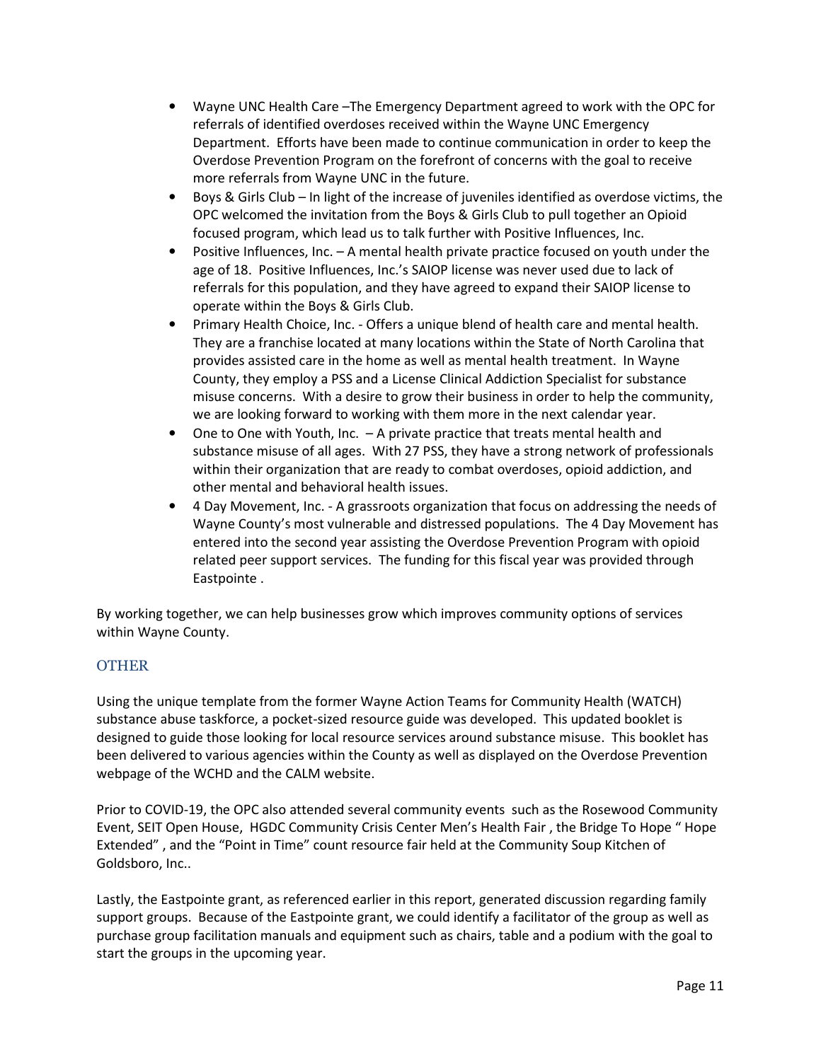- Wayne UNC Health Care –The Emergency Department agreed to work with the OPC for referrals of identified overdoses received within the Wayne UNC Emergency Department. Efforts have been made to continue communication in order to keep the Overdose Prevention Program on the forefront of concerns with the goal to receive more referrals from Wayne UNC in the future.
- Boys & Girls Club – In light of the increase of juveniles identified as overdose victims, the OPC welcomed the invitation from the Boys & Girls Club to pull together an Opioid focused program, which lead us to talk further with Positive Influences, Inc.
- Positive Influences, Inc. – A mental health private practice focused on youth under the age of 18. Positive Influences, Inc.'s SAIOP license was never used due to lack of referrals for this population, and they have agreed to expand their SAIOP license to operate within the Boys & Girls Club.
- Primary Health Choice, Inc. - Offers a unique blend of health care and mental health. They are a franchise located at many locations within the State of North Carolina that provides assisted care in the home as well as mental health treatment. In Wayne County, they employ a PSS and a License Clinical Addiction Specialist for substance misuse concerns. With a desire to grow their business in order to help the community, we are looking forward to working with them more in the next calendar year.
- One to One with Youth, Inc. – A private practice that treats mental health and substance misuse of all ages. With 27 PSS, they have a strong network of professionals within their organization that are ready to combat overdoses, opioid addiction, and other mental and behavioral health issues.
- 4 Day Movement, Inc. - A grassroots organization that focus on addressing the needs of Wayne County's most vulnerable and distressed populations. The 4 Day Movement has entered into the second year assisting the Overdose Prevention Program with opioid related peer support services. The funding for this fiscal year was provided through Eastpointe .

By working together, we can help businesses grow which improves community options of services within Wayne County.

## OTHER

Using the unique template from the former Wayne Action Teams for Community Health (WATCH) substance abuse taskforce, a pocket-sized resource guide was developed. This updated booklet is designed to guide those looking for local resource services around substance misuse. This booklet has been delivered to various agencies within the County as well as displayed on the Overdose Prevention webpage of the WCHD and the CALM website.

Prior to COVID-19, the OPC also attended several community events such as the Rosewood Community Event, SEIT Open House, HGDC Community Crisis Center Men's Health Fair , the Bridge To Hope " Hope Extended" , and the "Point in Time" count resource fair held at the Community Soup Kitchen of Goldsboro, Inc..

Lastly, the Eastpointe grant, as referenced earlier in this report, generated discussion regarding family support groups. Because of the Eastpointe grant, we could identify a facilitator of the group as well as purchase group facilitation manuals and equipment such as chairs, table and a podium with the goal to start the groups in the upcoming year.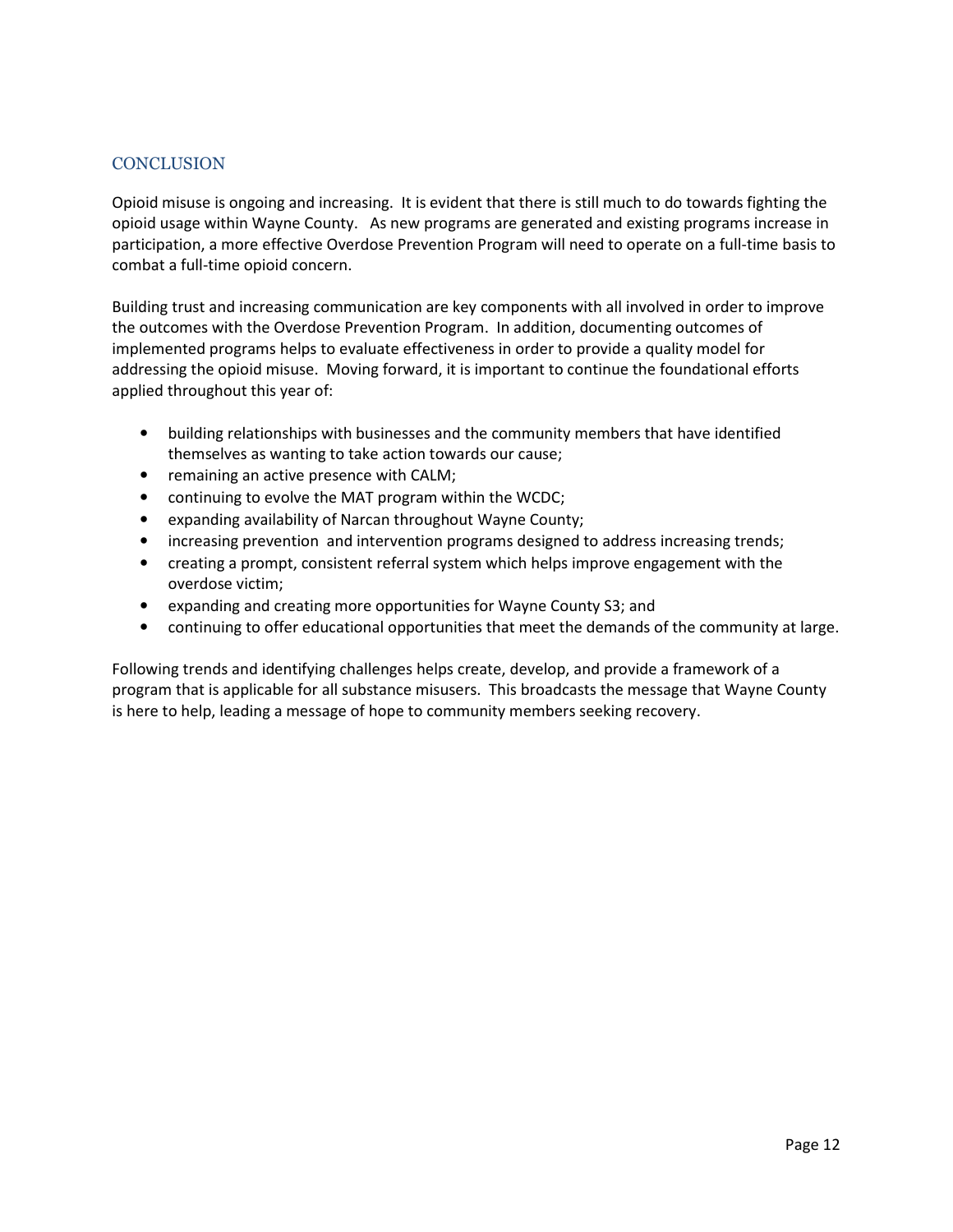## CONCLUSION

Opioid misuse is ongoing and increasing. It is evident that there is still much to do towards fighting the opioid usage within Wayne County. As new programs are generated and existing programs increase in participation, a more effective Overdose Prevention Program will need to operate on a full-time basis to combat a full-time opioid concern.

Building trust and increasing communication are key components with all involved in order to improve the outcomes with the Overdose Prevention Program. In addition, documenting outcomes of implemented programs helps to evaluate effectiveness in order to provide a quality model for addressing the opioid misuse. Moving forward, it is important to continue the foundational efforts applied throughout this year of:

- building relationships with businesses and the community members that have identified themselves as wanting to take action towards our cause;
- remaining an active presence with CALM;
- continuing to evolve the MAT program within the WCDC;
- expanding availability of Narcan throughout Wayne County;
- increasing prevention and intervention programs designed to address increasing trends;
- creating a prompt, consistent referral system which helps improve engagement with the overdose victim;
- expanding and creating more opportunities for Wayne County S3; and
- continuing to offer educational opportunities that meet the demands of the community at large.

Following trends and identifying challenges helps create, develop, and provide a framework of a program that is applicable for all substance misusers. This broadcasts the message that Wayne County is here to help, leading a message of hope to community members seeking recovery.